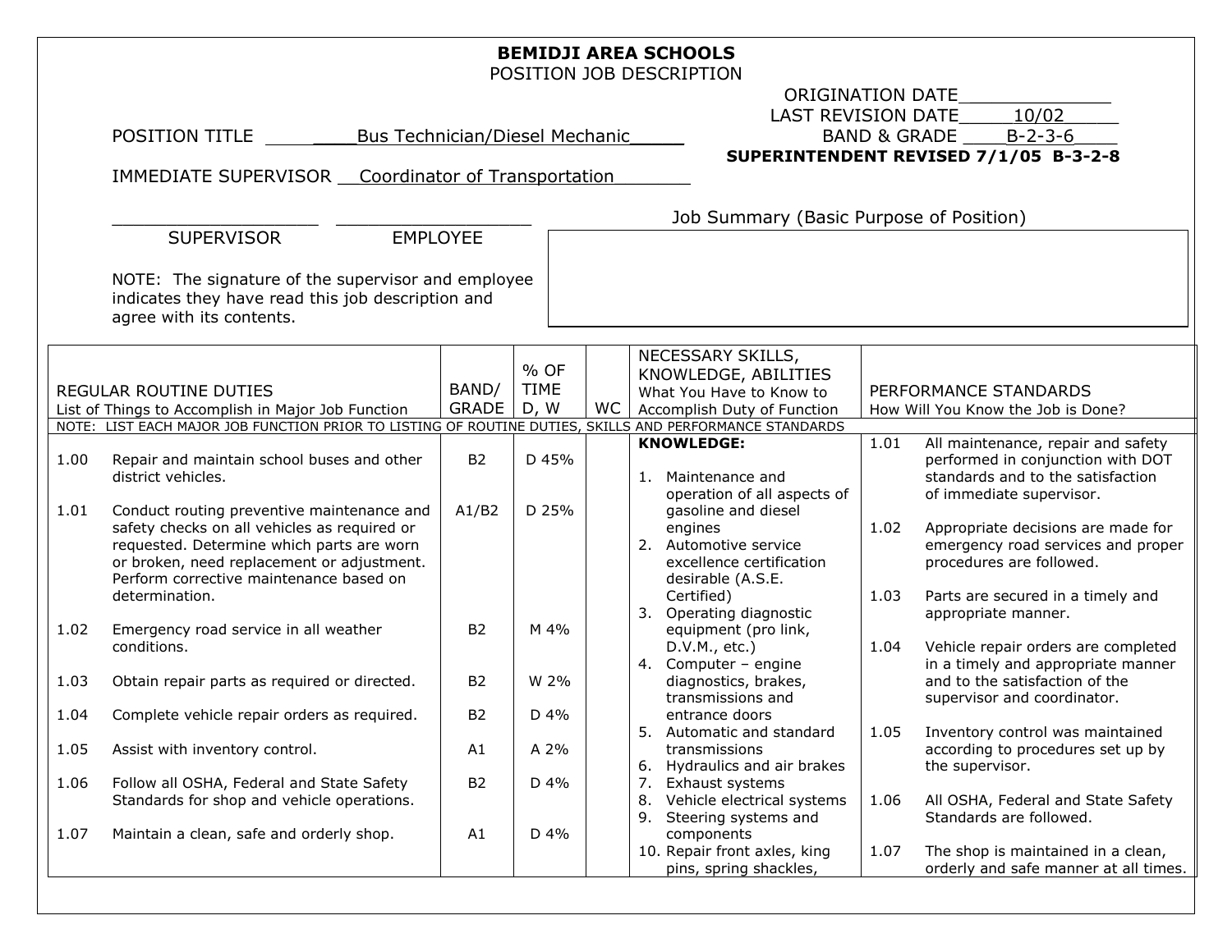# BEMIDJI AREA SCHOOLS

POSITION JOB DESCRIPTION

ORIGINATION DATE______________

LAST REVISION DATE 10/02

BAND & GRADE B-2-3-6

**SUPERINTENDENT REVISED 7/1/05 B-3-2-8**

POSITION TITLE Bus Technician/Diesel Mechanic

IMMEDIATE SUPERVISOR Coordinator of Transportation

___________________ ___________________

SUPERVISOR EMPLOYEE

NOTE: The signature of the supervisor and employee indicates they have read this job description and agree with its contents.

Job Summary (Basic Purpose of Position)

| REGULAR ROUTINE DUTIES<br>List of Things to Accomplish in Major Job Function | BAND/ GRADE | % OF TIME D, W | WC | NECESSARY SKILLS, KNOWLEDGE, ABILITIES<br>What You Have to Know to Accomplish Duty of Function | PERFORMANCE STANDARDS<br>How Will You Know the Job is Done? |
|---|---|---|---|---|---|
| NOTE: LIST EACH MAJOR JOB FUNCTION PRIOR TO LISTING OF ROUTINE DUTIES, SKILLS AND PERFORMANCE STANDARDS | | | | | |
| 1.00 Repair and maintain school buses and other district vehicles. | B2 | D 45% | | **KNOWLEDGE:**<br>1. Maintenance and operation of all aspects of gasoline and diesel engines | 1.01 All maintenance, repair and safety performed in conjunction with DOT standards and to the satisfaction of immediate supervisor. |
| 1.01 Conduct routing preventive maintenance and safety checks on all vehicles as required or requested. Determine which parts are worn or broken, need replacement or adjustment. Perform corrective maintenance based on determination. | A1/B2 | D 25% | | 2. Automotive service excellence certification desirable (A.S.E. Certified) | 1.02 Appropriate decisions are made for emergency road services and proper procedures are followed. |
| 1.02 Emergency road service in all weather conditions. | B2 | M 4% | | 3. Operating diagnostic equipment (pro link, D.V.M., etc.) | 1.03 Parts are secured in a timely and appropriate manner. |
| 1.03 Obtain repair parts as required or directed. | B2 | W 2% | | 4. Computer – engine diagnostics, brakes, transmissions and entrance doors | 1.04 Vehicle repair orders are completed in a timely and appropriate manner and to the satisfaction of the supervisor and coordinator. |
| 1.04 Complete vehicle repair orders as required. | B2 | D 4% | | 5. Automatic and standard transmissions | |
| 1.05 Assist with inventory control. | A1 | A 2% | | 6. Hydraulics and air brakes<br>7. Exhaust systems | 1.05 Inventory control was maintained according to procedures set up by the supervisor. |
| 1.06 Follow all OSHA, Federal and State Safety Standards for shop and vehicle operations. | B2 | D 4% | | 8. Vehicle electrical systems<br>9. Steering systems and components | 1.06 All OSHA, Federal and State Safety Standards are followed. |
| 1.07 Maintain a clean, safe and orderly shop. | A1 | D 4% | | 10. Repair front axles, king pins, spring shackles, | 1.07 The shop is maintained in a clean, orderly and safe manner at all times. |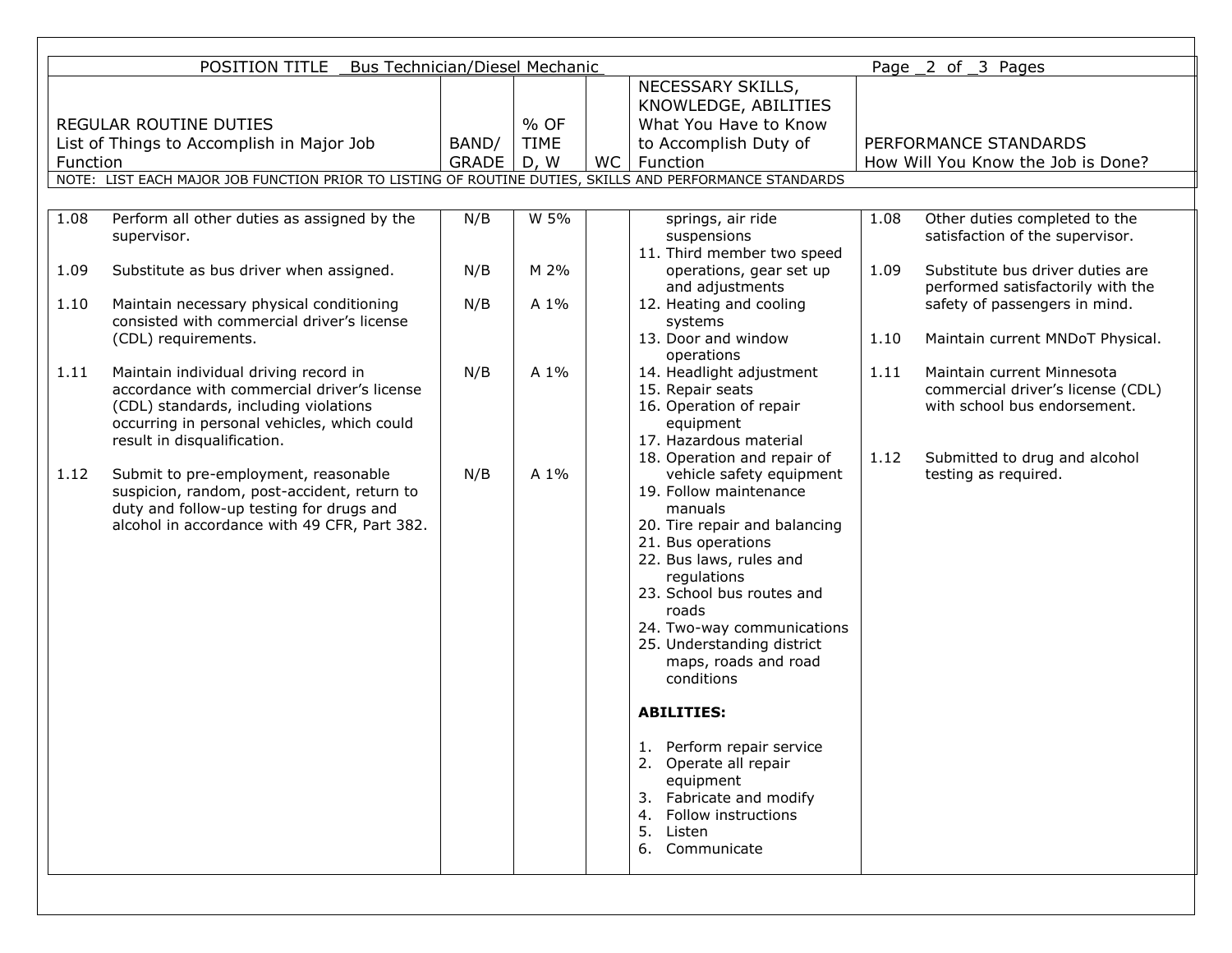POSITION TITLE Bus Technician/Diesel Mechanic

| REGULAR ROUTINE DUTIES<br>List of Things to Accomplish in Major Job Function | BAND/<br>GRADE | % OF<br>TIME<br>D, W | WC | NECESSARY SKILLS, KNOWLEDGE, ABILITIES<br>What You Have to Know to Accomplish Duty of Function | PERFORMANCE STANDARDS<br>How Will You Know the Job is Done? |
|---|---|---|---|---|---|
| NOTE: LIST EACH MAJOR JOB FUNCTION PRIOR TO LISTING OF ROUTINE DUTIES, SKILLS AND PERFORMANCE STANDARDS | | | | | |
| 1.08 Perform all other duties as assigned by the supervisor. | N/B | W 5% | | springs, air ride suspensions<br>11. Third member two speed operations, gear set up and adjustments | 1.08 Other duties completed to the satisfaction of the supervisor. |
| 1.09 Substitute as bus driver when assigned. | N/B | M 2% | | | 1.09 Substitute bus driver duties are performed satisfactorily with the safety of passengers in mind. |
| 1.10 Maintain necessary physical conditioning consisted with commercial driver's license (CDL) requirements. | N/B | A 1% | | 12. Heating and cooling systems<br>13. Door and window operations | 1.10 Maintain current MNDoT Physical. |
| 1.11 Maintain individual driving record in accordance with commercial driver's license (CDL) standards, including violations occurring in personal vehicles, which could result in disqualification. | N/B | A 1% | | 14. Headlight adjustment<br>15. Repair seats<br>16. Operation of repair equipment<br>17. Hazardous material | 1.11 Maintain current Minnesota commercial driver's license (CDL) with school bus endorsement. |
| 1.12 Submit to pre-employment, reasonable suspicion, random, post-accident, return to duty and follow-up testing for drugs and alcohol in accordance with 49 CFR, Part 382. | N/B | A 1% | | 18. Operation and repair of vehicle safety equipment<br>19. Follow maintenance manuals<br>20. Tire repair and balancing<br>21. Bus operations<br>22. Bus laws, rules and regulations<br>23. School bus routes and roads<br>24. Two-way communications<br>25. Understanding district maps, roads and road conditions<br><br>**ABILITIES:**<br><br>1. Perform repair service<br>2. Operate all repair equipment<br>3. Fabricate and modify<br>4. Follow instructions<br>5. Listen<br>6. Communicate | 1.12 Submitted to drug and alcohol testing as required. |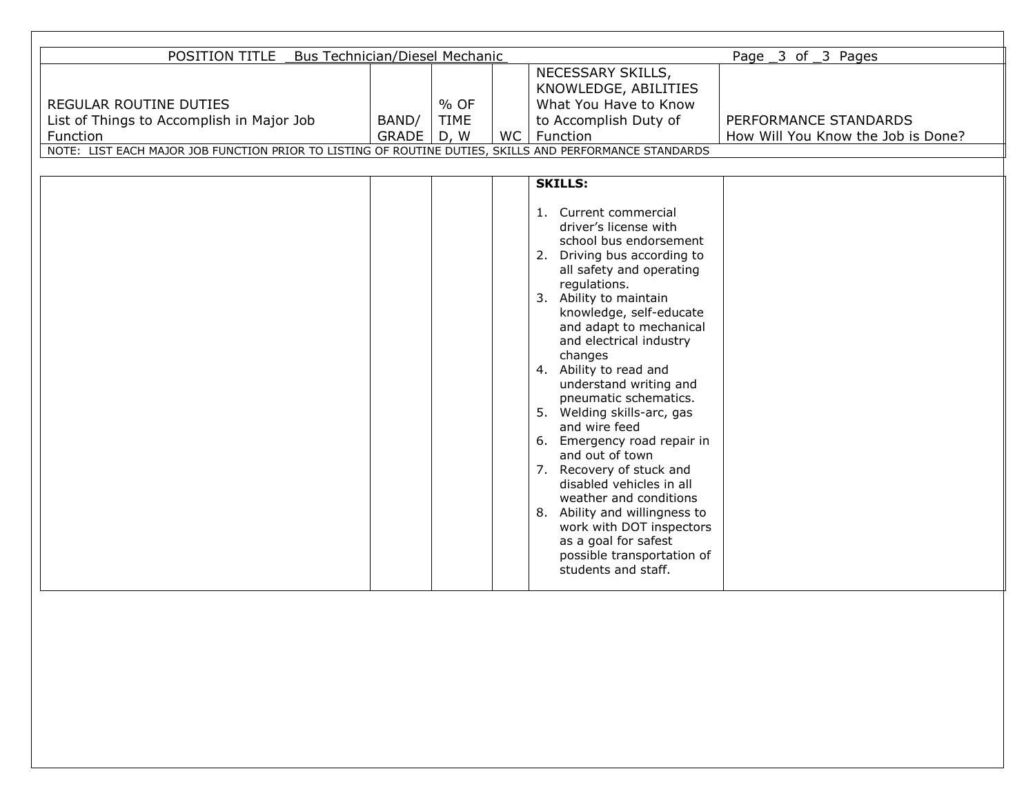POSITION TITLE _Bus Technician/Diesel Mechanic_

| REGULAR ROUTINE DUTIES<br>List of Things to Accomplish in Major Job Function | BAND/<br>GRADE | % OF<br>TIME<br>D, W | WC | NECESSARY SKILLS, KNOWLEDGE, ABILITIES<br>What You Have to Know to Accomplish Duty of Function | PERFORMANCE STANDARDS<br>How Will You Know the Job is Done? |
|---|---|---|---|---|---|
| NOTE: LIST EACH MAJOR JOB FUNCTION PRIOR TO LISTING OF ROUTINE DUTIES, SKILLS AND PERFORMANCE STANDARDS | | | | | |
| | | | | **SKILLS:**<br><br>1. Current commercial driver's license with school bus endorsement<br>2. Driving bus according to all safety and operating regulations.<br>3. Ability to maintain knowledge, self-educate and adapt to mechanical and electrical industry changes<br>4. Ability to read and understand writing and pneumatic schematics.<br>5. Welding skills-arc, gas and wire feed<br>6. Emergency road repair in and out of town<br>7. Recovery of stuck and disabled vehicles in all weather and conditions<br>8. Ability and willingness to work with DOT inspectors as a goal for safest possible transportation of students and staff. | |